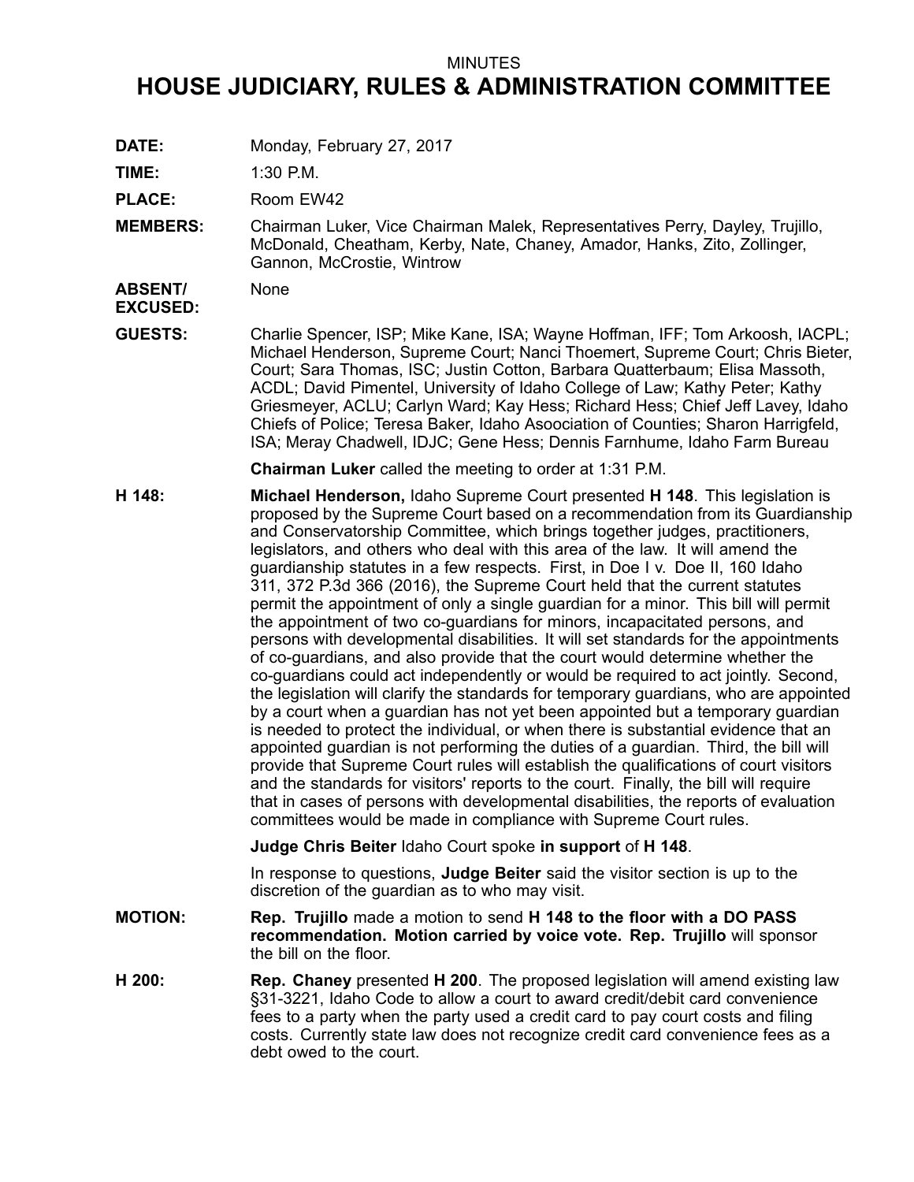MINUTES

# HOUSE JUDICIARY, RULES & ADMINISTRATION COMMITTEE

**DATE:** Monday, February 27, 2017

**TIME:** 1:30 P.M.

**PLACE:** Room EW42

**MEMBERS:** Chairman Luker, Vice Chairman Malek, Representatives Perry, Dayley, Trujillo, McDonald, Cheatham, Kerby, Nate, Chaney, Amador, Hanks, Zito, Zollinger, Gannon, McCrostie, Wintrow

**ABSENT/ EXCUSED:** None

**GUESTS:** Charlie Spencer, ISP; Mike Kane, ISA; Wayne Hoffman, IFF; Tom Arkoosh, IACPL; Michael Henderson, Supreme Court; Nanci Thoemert, Supreme Court; Chris Bieter, Court; Sara Thomas, ISC; Justin Cotton, Barbara Quatterbaum; Elisa Massoth, ACDL; David Pimentel, University of Idaho College of Law; Kathy Peter; Kathy Griesmeyer, ACLU; Carlyn Ward; Kay Hess; Richard Hess; Chief Jeff Lavey, Idaho Chiefs of Police; Teresa Baker, Idaho Asoociation of Counties; Sharon Harrigfeld, ISA; Meray Chadwell, IDJC; Gene Hess; Dennis Farnhume, Idaho Farm Bureau

**Chairman Luker** called the meeting to order at 1:31 P.M.

**H 148:** **Michael Henderson,** Idaho Supreme Court presented **H 148**. This legislation is proposed by the Supreme Court based on a recommendation from its Guardianship and Conservatorship Committee, which brings together judges, practitioners, legislators, and others who deal with this area of the law. It will amend the guardianship statutes in a few respects. First, in Doe I v. Doe II, 160 Idaho 311, 372 P.3d 366 (2016), the Supreme Court held that the current statutes permit the appointment of only a single guardian for a minor. This bill will permit the appointment of two co-guardians for minors, incapacitated persons, and persons with developmental disabilities. It will set standards for the appointments of co-guardians, and also provide that the court would determine whether the co-guardians could act independently or would be required to act jointly. Second, the legislation will clarify the standards for temporary guardians, who are appointed by a court when a guardian has not yet been appointed but a temporary guardian is needed to protect the individual, or when there is substantial evidence that an appointed guardian is not performing the duties of a guardian. Third, the bill will provide that Supreme Court rules will establish the qualifications of court visitors and the standards for visitors' reports to the court. Finally, the bill will require that in cases of persons with developmental disabilities, the reports of evaluation committees would be made in compliance with Supreme Court rules.

**Judge Chris Beiter** Idaho Court spoke **in support** of **H 148**.

In response to questions, **Judge Beiter** said the visitor section is up to the discretion of the guardian as to who may visit.

**MOTION:** **Rep. Trujillo** made a motion to send **H 148 to the floor with a DO PASS recommendation. Motion carried by voice vote. Rep. Trujillo** will sponsor the bill on the floor.

**H 200:** **Rep. Chaney** presented **H 200**. The proposed legislation will amend existing law §31-3221, Idaho Code to allow a court to award credit/debit card convenience fees to a party when the party used a credit card to pay court costs and filing costs. Currently state law does not recognize credit card convenience fees as a debt owed to the court.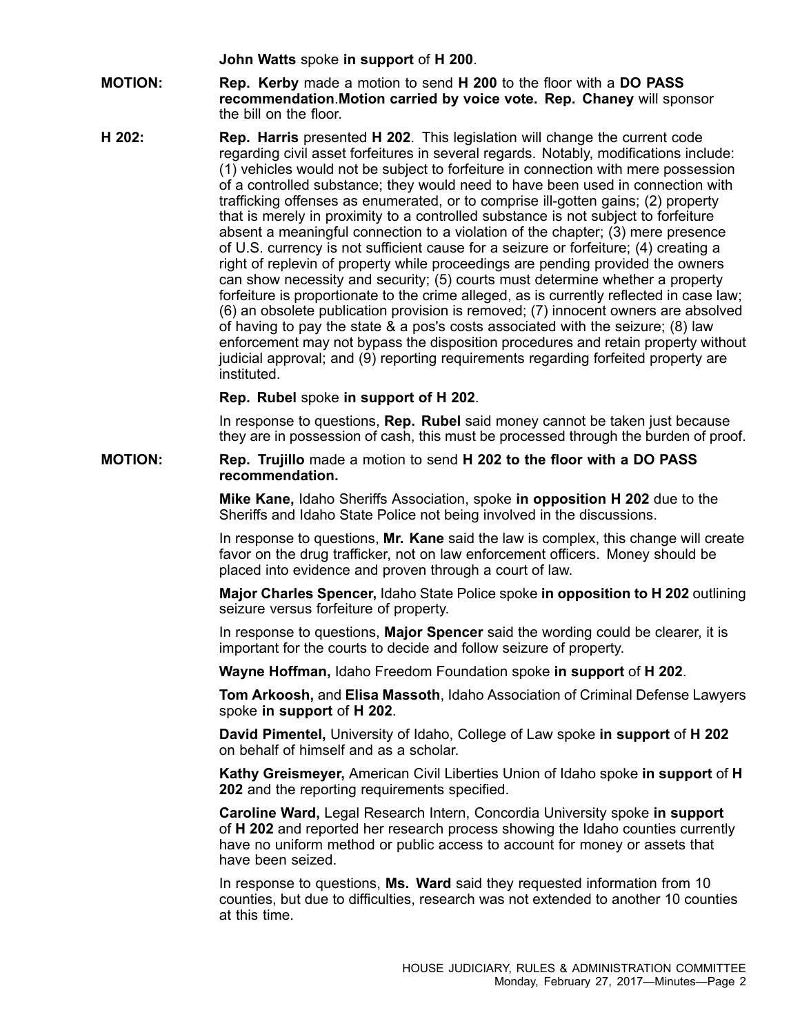**John Watts** spoke **in support** of **H 200**.

**MOTION:** **Rep. Kerby** made a motion to send **H 200** to the floor with a **DO PASS recommendation**.**Motion carried by voice vote. Rep. Chaney** will sponsor the bill on the floor.

**H 202:** **Rep. Harris** presented **H 202**. This legislation will change the current code regarding civil asset forfeitures in several regards. Notably, modifications include: (1) vehicles would not be subject to forfeiture in connection with mere possession of a controlled substance; they would need to have been used in connection with trafficking offenses as enumerated, or to comprise ill-gotten gains; (2) property that is merely in proximity to a controlled substance is not subject to forfeiture absent a meaningful connection to a violation of the chapter; (3) mere presence of U.S. currency is not sufficient cause for a seizure or forfeiture; (4) creating a right of replevin of property while proceedings are pending provided the owners can show necessity and security; (5) courts must determine whether a property forfeiture is proportionate to the crime alleged, as is currently reflected in case law; (6) an obsolete publication provision is removed; (7) innocent owners are absolved of having to pay the state & a pos's costs associated with the seizure; (8) law enforcement may not bypass the disposition procedures and retain property without judicial approval; and (9) reporting requirements regarding forfeited property are instituted.

**Rep. Rubel** spoke **in support of H 202**.

In response to questions, **Rep. Rubel** said money cannot be taken just because they are in possession of cash, this must be processed through the burden of proof.

**MOTION:** **Rep. Trujillo** made a motion to send **H 202 to the floor with a DO PASS recommendation.**

**Mike Kane,** Idaho Sheriffs Association, spoke **in opposition H 202** due to the Sheriffs and Idaho State Police not being involved in the discussions.

In response to questions, **Mr. Kane** said the law is complex, this change will create favor on the drug trafficker, not on law enforcement officers. Money should be placed into evidence and proven through a court of law.

**Major Charles Spencer,** Idaho State Police spoke **in opposition to H 202** outlining seizure versus forfeiture of property.

In response to questions, **Major Spencer** said the wording could be clearer, it is important for the courts to decide and follow seizure of property.

**Wayne Hoffman,** Idaho Freedom Foundation spoke **in support** of **H 202**.

**Tom Arkoosh,** and **Elisa Massoth**, Idaho Association of Criminal Defense Lawyers spoke **in support** of **H 202**.

**David Pimentel,** University of Idaho, College of Law spoke **in support** of **H 202** on behalf of himself and as a scholar.

**Kathy Greismeyer,** American Civil Liberties Union of Idaho spoke **in support** of **H 202** and the reporting requirements specified.

**Caroline Ward,** Legal Research Intern, Concordia University spoke **in support** of **H 202** and reported her research process showing the Idaho counties currently have no uniform method or public access to account for money or assets that have been seized.

In response to questions, **Ms. Ward** said they requested information from 10 counties, but due to difficulties, research was not extended to another 10 counties at this time.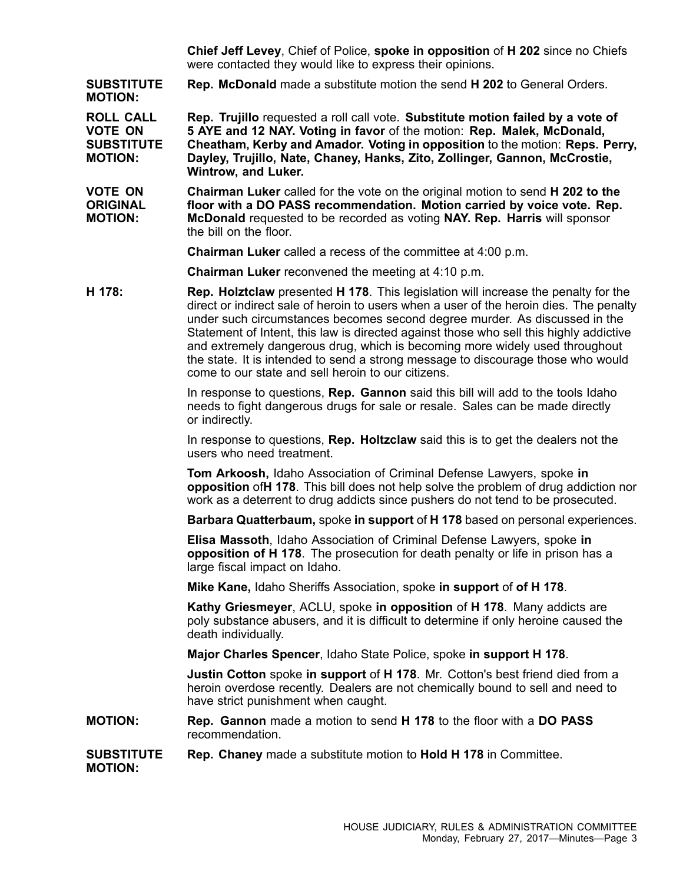**Chief Jeff Levey**, Chief of Police, **spoke in opposition** of **H 202** since no Chiefs were contacted they would like to express their opinions.

**SUBSTITUTE MOTION:** **Rep. McDonald** made a substitute motion the send **H 202** to General Orders.

**ROLL CALL VOTE ON SUBSTITUTE MOTION:** **Rep. Trujillo** requested a roll call vote. **Substitute motion failed by a vote of 5 AYE and 12 NAY. Voting in favor** of the motion: **Rep. Malek, McDonald, Cheatham, Kerby and Amador. Voting in opposition** to the motion: **Reps. Perry, Dayley, Trujillo, Nate, Chaney, Hanks, Zito, Zollinger, Gannon, McCrostie, Wintrow, and Luker.**

**VOTE ON ORIGINAL MOTION:** **Chairman Luker** called for the vote on the original motion to send **H 202 to the floor with a DO PASS recommendation. Motion carried by voice vote. Rep. McDonald** requested to be recorded as voting **NAY. Rep. Harris** will sponsor the bill on the floor.

**Chairman Luker** called a recess of the committee at 4:00 p.m.

**Chairman Luker** reconvened the meeting at 4:10 p.m.

**H 178:** **Rep. Holztclaw** presented **H 178**. This legislation will increase the penalty for the direct or indirect sale of heroin to users when a user of the heroin dies. The penalty under such circumstances becomes second degree murder. As discussed in the Statement of Intent, this law is directed against those who sell this highly addictive and extremely dangerous drug, which is becoming more widely used throughout the state. It is intended to send a strong message to discourage those who would come to our state and sell heroin to our citizens.

In response to questions, **Rep. Gannon** said this bill will add to the tools Idaho needs to fight dangerous drugs for sale or resale. Sales can be made directly or indirectly.

In response to questions, **Rep. Holtzclaw** said this is to get the dealers not the users who need treatment.

**Tom Arkoosh,** Idaho Association of Criminal Defense Lawyers, spoke **in opposition** of**H 178**. This bill does not help solve the problem of drug addiction nor work as a deterrent to drug addicts since pushers do not tend to be prosecuted.

**Barbara Quatterbaum,** spoke **in support** of **H 178** based on personal experiences.

**Elisa Massoth**, Idaho Association of Criminal Defense Lawyers, spoke **in opposition of H 178**. The prosecution for death penalty or life in prison has a large fiscal impact on Idaho.

**Mike Kane,** Idaho Sheriffs Association, spoke **in support** of **of H 178**.

**Kathy Griesmeyer**, ACLU, spoke **in opposition** of **H 178**. Many addicts are poly substance abusers, and it is difficult to determine if only heroine caused the death individually.

**Major Charles Spencer**, Idaho State Police, spoke **in support H 178**.

**Justin Cotton** spoke **in support** of **H 178**. Mr. Cotton's best friend died from a heroin overdose recently. Dealers are not chemically bound to sell and need to have strict punishment when caught.

**MOTION:** **Rep. Gannon** made a motion to send **H 178** to the floor with a **DO PASS** recommendation.

**SUBSTITUTE MOTION:** **Rep. Chaney** made a substitute motion to **Hold H 178** in Committee.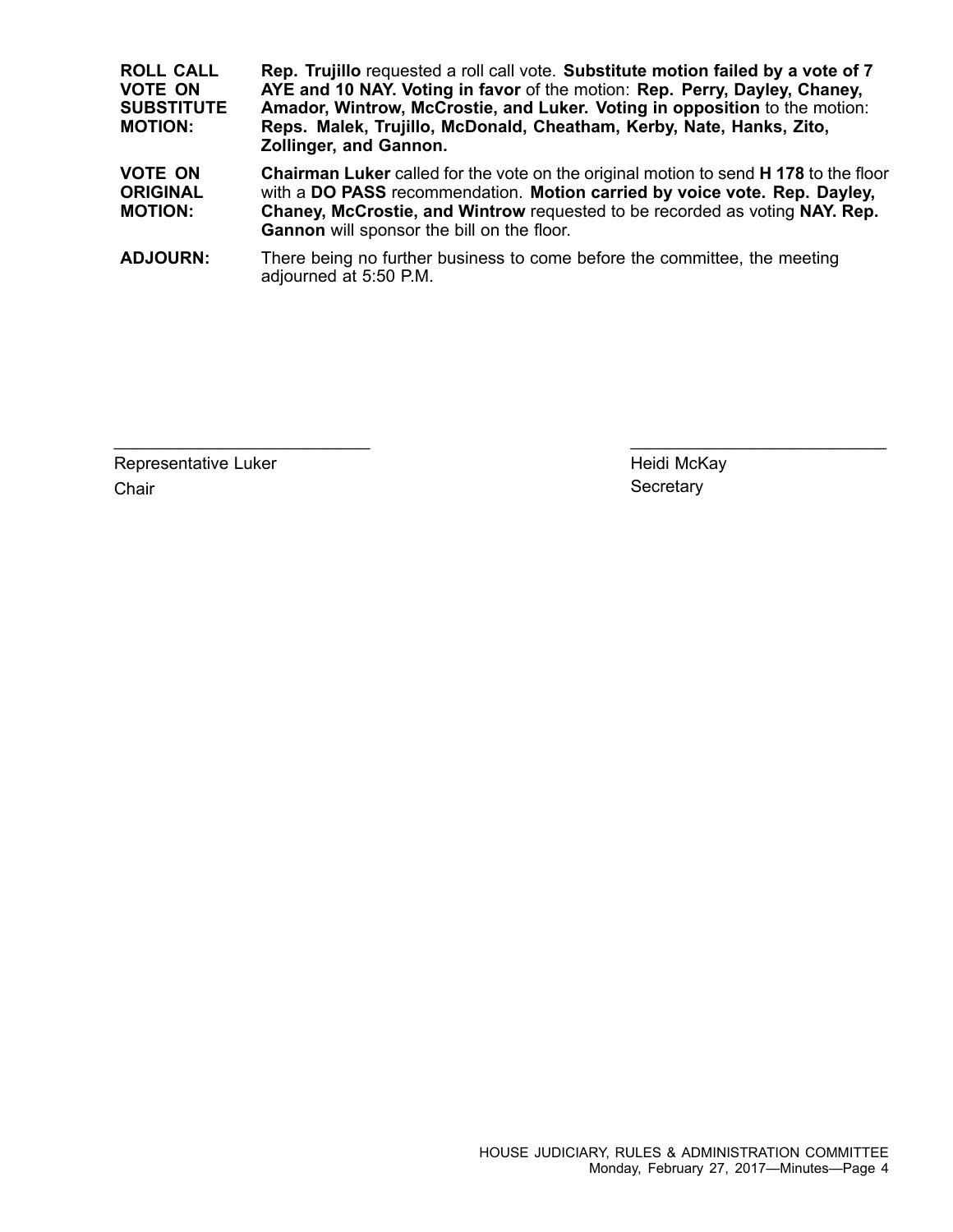**ROLL CALL VOTE ON SUBSTITUTE MOTION:** **Rep. Trujillo** requested a roll call vote. **Substitute motion failed by a vote of 7 AYE and 10 NAY. Voting in favor** of the motion: **Rep. Perry, Dayley, Chaney, Amador, Wintrow, McCrostie, and Luker. Voting in opposition** to the motion: **Reps. Malek, Trujillo, McDonald, Cheatham, Kerby, Nate, Hanks, Zito, Zollinger, and Gannon.**

**VOTE ON ORIGINAL MOTION:** **Chairman Luker** called for the vote on the original motion to send **H 178** to the floor with a **DO PASS** recommendation. **Motion carried by voice vote. Rep. Dayley, Chaney, McCrostie, and Wintrow** requested to be recorded as voting **NAY. Rep. Gannon** will sponsor the bill on the floor.

**ADJOURN:** There being no further business to come before the committee, the meeting adjourned at 5:50 P.M.

___________________________

Representative Luker
Chair

___________________________

Heidi McKay
Secretary